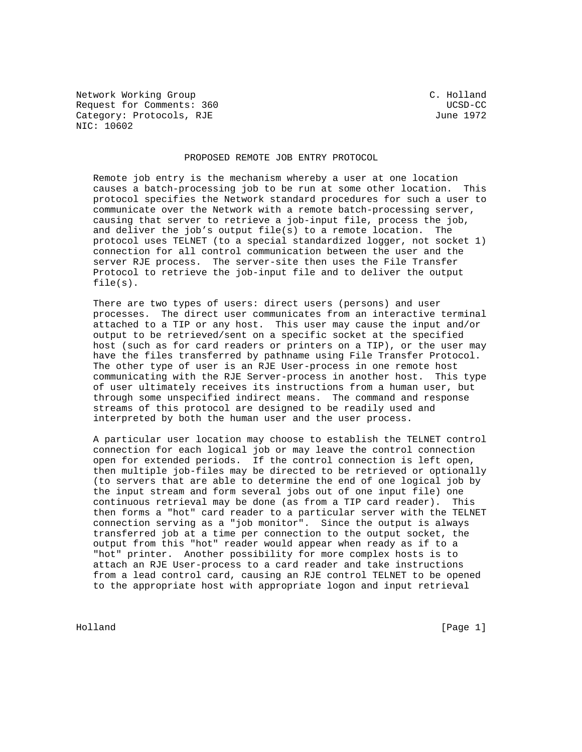Network Working Group C. Holland
Request for Comments: 360 UCSD-CC
Category: Protocols, RJE June 1972
NIC: 10602

# PROPOSED REMOTE JOB ENTRY PROTOCOL

Remote job entry is the mechanism whereby a user at one location causes a batch-processing job to be run at some other location. This protocol specifies the Network standard procedures for such a user to communicate over the Network with a remote batch-processing server, causing that server to retrieve a job-input file, process the job, and deliver the job's output file(s) to a remote location. The protocol uses TELNET (to a special standardized logger, not socket 1) connection for all control communication between the user and the server RJE process. The server-site then uses the File Transfer Protocol to retrieve the job-input file and to deliver the output file(s).

There are two types of users: direct users (persons) and user processes. The direct user communicates from an interactive terminal attached to a TIP or any host. This user may cause the input and/or output to be retrieved/sent on a specific socket at the specified host (such as for card readers or printers on a TIP), or the user may have the files transferred by pathname using File Transfer Protocol. The other type of user is an RJE User-process in one remote host communicating with the RJE Server-process in another host. This type of user ultimately receives its instructions from a human user, but through some unspecified indirect means. The command and response streams of this protocol are designed to be readily used and interpreted by both the human user and the user process.

A particular user location may choose to establish the TELNET control connection for each logical job or may leave the control connection open for extended periods. If the control connection is left open, then multiple job-files may be directed to be retrieved or optionally (to servers that are able to determine the end of one logical job by the input stream and form several jobs out of one input file) one continuous retrieval may be done (as from a TIP card reader). This then forms a "hot" card reader to a particular server with the TELNET connection serving as a "job monitor". Since the output is always transferred job at a time per connection to the output socket, the output from this "hot" reader would appear when ready as if to a "hot" printer. Another possibility for more complex hosts is to attach an RJE User-process to a card reader and take instructions from a lead control card, causing an RJE control TELNET to be opened to the appropriate host with appropriate logon and input retrieval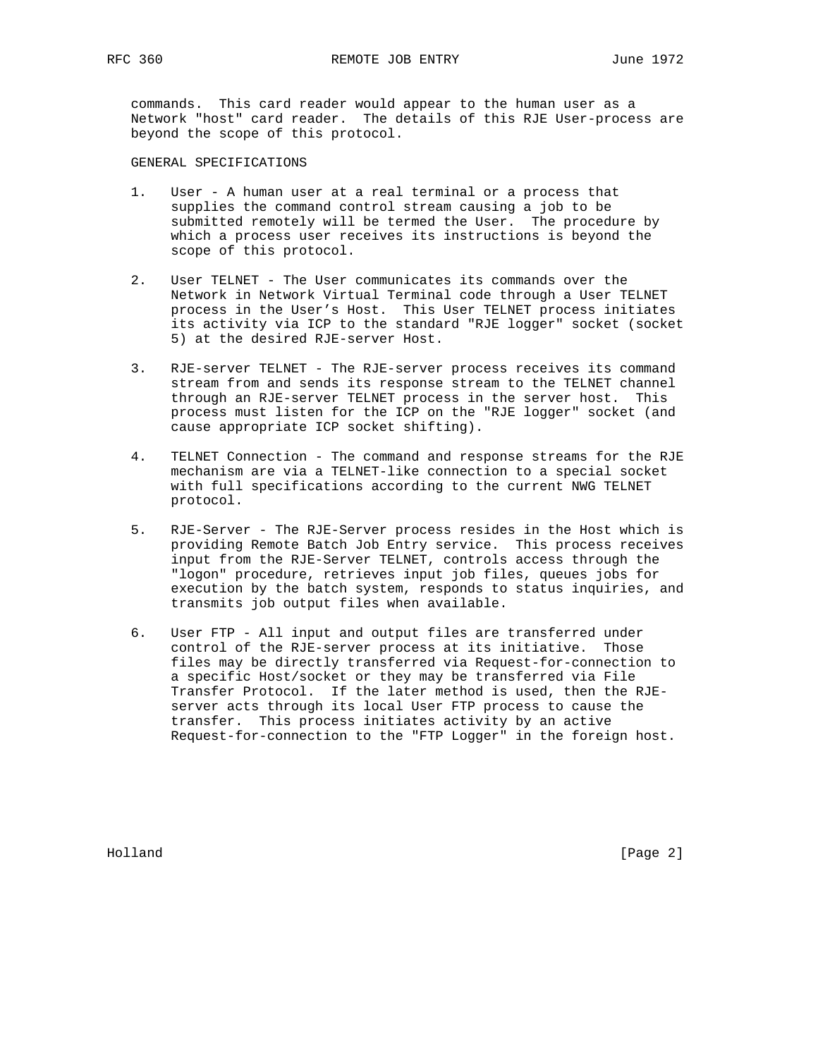commands. This card reader would appear to the human user as a Network "host" card reader. The details of this RJE User-process are beyond the scope of this protocol.

## GENERAL SPECIFICATIONS

1. User - A human user at a real terminal or a process that supplies the command control stream causing a job to be submitted remotely will be termed the User. The procedure by which a process user receives its instructions is beyond the scope of this protocol.

2. User TELNET - The User communicates its commands over the Network in Network Virtual Terminal code through a User TELNET process in the User's Host. This User TELNET process initiates its activity via ICP to the standard "RJE logger" socket (socket 5) at the desired RJE-server Host.

3. RJE-server TELNET - The RJE-server process receives its command stream from and sends its response stream to the TELNET channel through an RJE-server TELNET process in the server host. This process must listen for the ICP on the "RJE logger" socket (and cause appropriate ICP socket shifting).

4. TELNET Connection - The command and response streams for the RJE mechanism are via a TELNET-like connection to a special socket with full specifications according to the current NWG TELNET protocol.

5. RJE-Server - The RJE-Server process resides in the Host which is providing Remote Batch Job Entry service. This process receives input from the RJE-Server TELNET, controls access through the "logon" procedure, retrieves input job files, queues jobs for execution by the batch system, responds to status inquiries, and transmits job output files when available.

6. User FTP - All input and output files are transferred under control of the RJE-server process at its initiative. Those files may be directly transferred via Request-for-connection to a specific Host/socket or they may be transferred via File Transfer Protocol. If the later method is used, then the RJE-server acts through its local User FTP process to cause the transfer. This process initiates activity by an active Request-for-connection to the "FTP Logger" in the foreign host.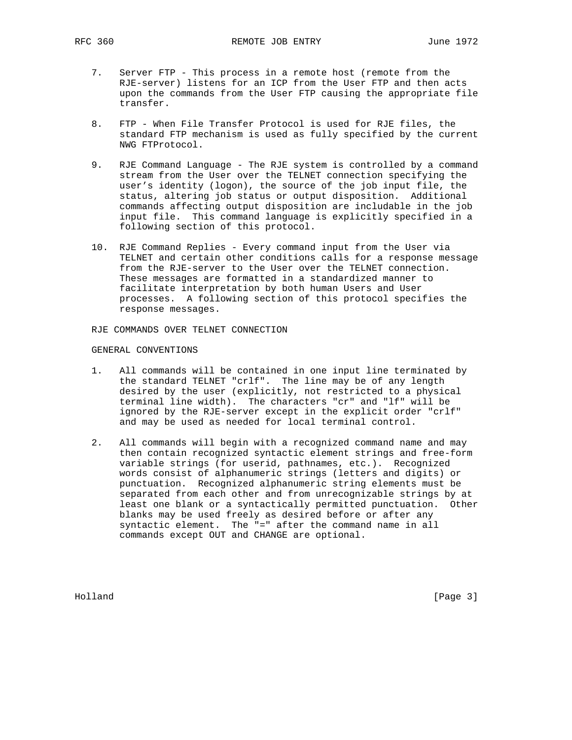7. Server FTP - This process in a remote host (remote from the RJE-server) listens for an ICP from the User FTP and then acts upon the commands from the User FTP causing the appropriate file transfer.

8. FTP - When File Transfer Protocol is used for RJE files, the standard FTP mechanism is used as fully specified by the current NWG FTProtocol.

9. RJE Command Language - The RJE system is controlled by a command stream from the User over the TELNET connection specifying the user’s identity (logon), the source of the job input file, the status, altering job status or output disposition. Additional commands affecting output disposition are includable in the job input file. This command language is explicitly specified in a following section of this protocol.

10. RJE Command Replies - Every command input from the User via TELNET and certain other conditions calls for a response message from the RJE-server to the User over the TELNET connection. These messages are formatted in a standardized manner to facilitate interpretation by both human Users and User processes. A following section of this protocol specifies the response messages.

## RJE COMMANDS OVER TELNET CONNECTION

### GENERAL CONVENTIONS

1. All commands will be contained in one input line terminated by the standard TELNET "crlf". The line may be of any length desired by the user (explicitly, not restricted to a physical terminal line width). The characters "cr" and "lf" will be ignored by the RJE-server except in the explicit order "crlf" and may be used as needed for local terminal control.

2. All commands will begin with a recognized command name and may then contain recognized syntactic element strings and free-form variable strings (for userid, pathnames, etc.). Recognized words consist of alphanumeric strings (letters and digits) or punctuation. Recognized alphanumeric string elements must be separated from each other and from unrecognizable strings by at least one blank or a syntactically permitted punctuation. Other blanks may be used freely as desired before or after any syntactic element. The "=" after the command name in all commands except OUT and CHANGE are optional.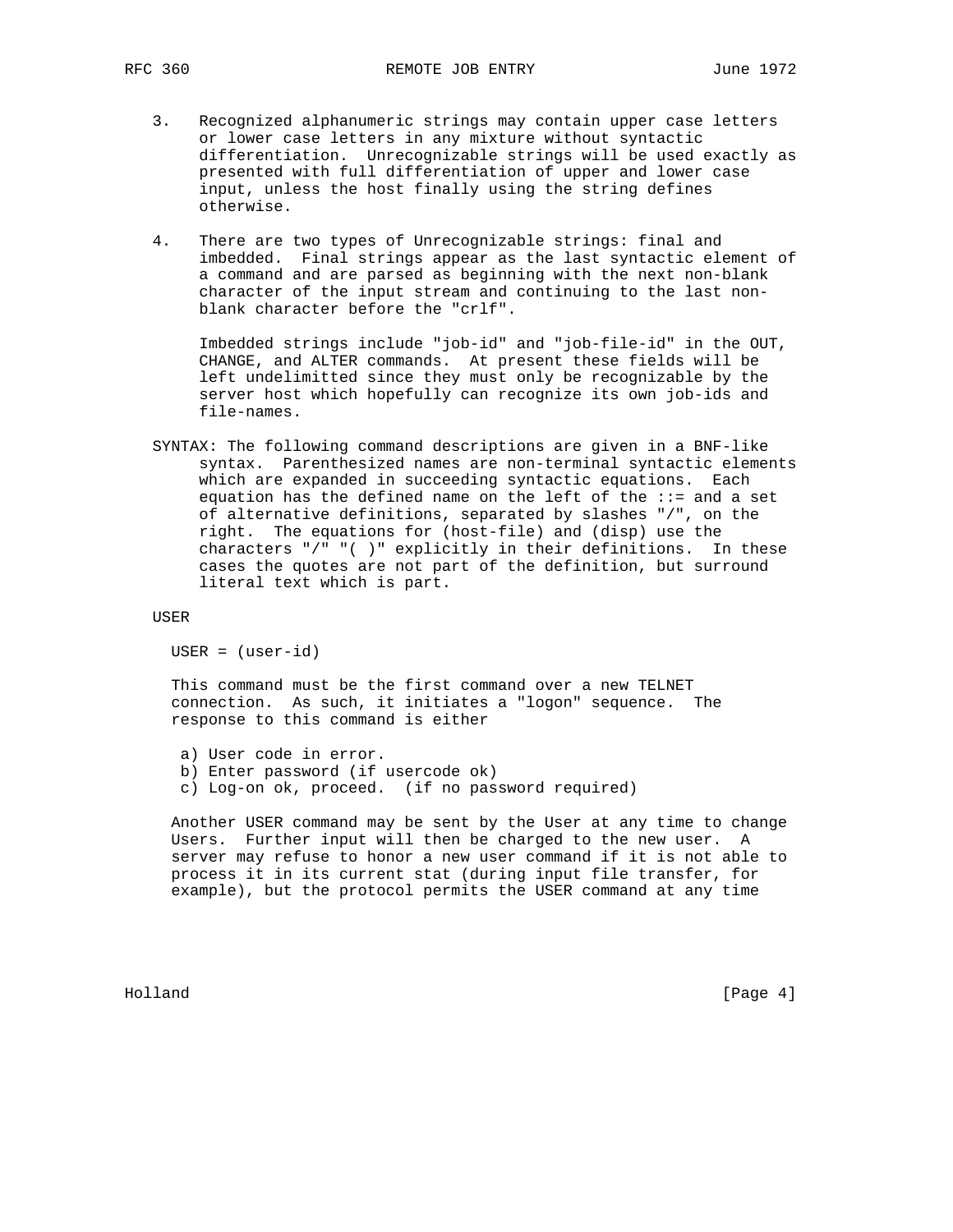3. Recognized alphanumeric strings may contain upper case letters or lower case letters in any mixture without syntactic differentiation. Unrecognizable strings will be used exactly as presented with full differentiation of upper and lower case input, unless the host finally using the string defines otherwise.

4. There are two types of Unrecognizable strings: final and imbedded. Final strings appear as the last syntactic element of a command and are parsed as beginning with the next non-blank character of the input stream and continuing to the last non-blank character before the "crlf".

   Imbedded strings include "job-id" and "job-file-id" in the OUT, CHANGE, and ALTER commands. At present these fields will be left undelimitted since they must only be recognizable by the server host which hopefully can recognize its own job-ids and file-names.

SYNTAX: The following command descriptions are given in a BNF-like syntax. Parenthesized names are non-terminal syntactic elements which are expanded in succeeding syntactic equations. Each equation has the defined name on the left of the ::= and a set of alternative definitions, separated by slashes "/", on the right. The equations for (host-file) and (disp) use the characters "/" "( )" explicitly in their definitions. In these cases the quotes are not part of the definition, but surround literal text which is part.

USER

```
USER = (user-id)
```

This command must be the first command over a new TELNET connection. As such, it initiates a "logon" sequence. The response to this command is either

a) User code in error.
b) Enter password (if usercode ok)
c) Log-on ok, proceed. (if no password required)

Another USER command may be sent by the User at any time to change Users. Further input will then be charged to the new user. A server may refuse to honor a new user command if it is not able to process it in its current stat (during input file transfer, for example), but the protocol permits the USER command at any time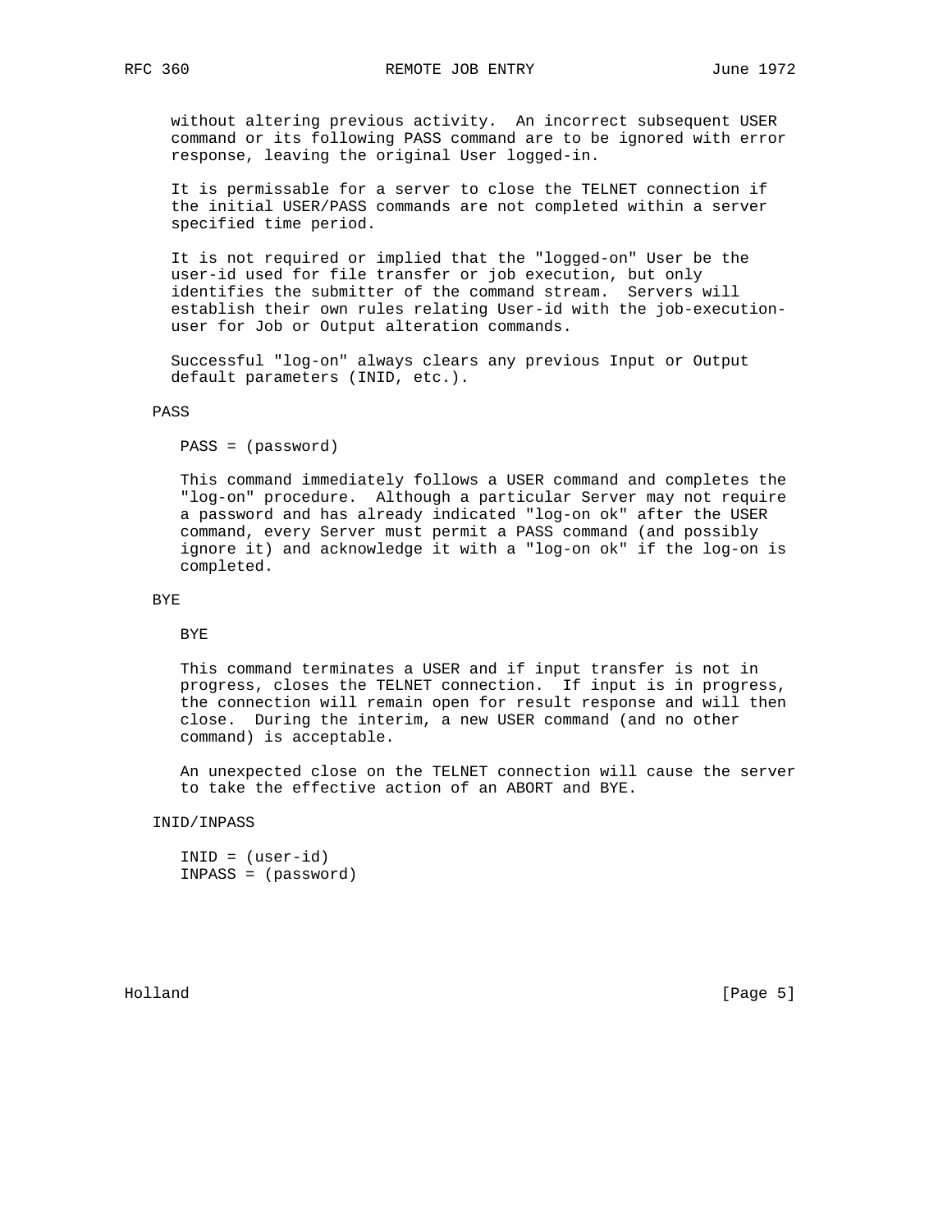without altering previous activity. An incorrect subsequent USER command or its following PASS command are to be ignored with error response, leaving the original User logged-in.

It is permissable for a server to close the TELNET connection if the initial USER/PASS commands are not completed within a server specified time period.

It is not required or implied that the "logged-on" User be the user-id used for file transfer or job execution, but only identifies the submitter of the command stream. Servers will establish their own rules relating User-id with the job-execution-user for Job or Output alteration commands.

Successful "log-on" always clears any previous Input or Output default parameters (INID, etc.).

PASS

PASS = (password)

This command immediately follows a USER command and completes the "log-on" procedure. Although a particular Server may not require a password and has already indicated "log-on ok" after the USER command, every Server must permit a PASS command (and possibly ignore it) and acknowledge it with a "log-on ok" if the log-on is completed.

BYE

BYE

This command terminates a USER and if input transfer is not in progress, closes the TELNET connection. If input is in progress, the connection will remain open for result response and will then close. During the interim, a new USER command (and no other command) is acceptable.

An unexpected close on the TELNET connection will cause the server to take the effective action of an ABORT and BYE.

INID/INPASS

INID = (user-id)
INPASS = (password)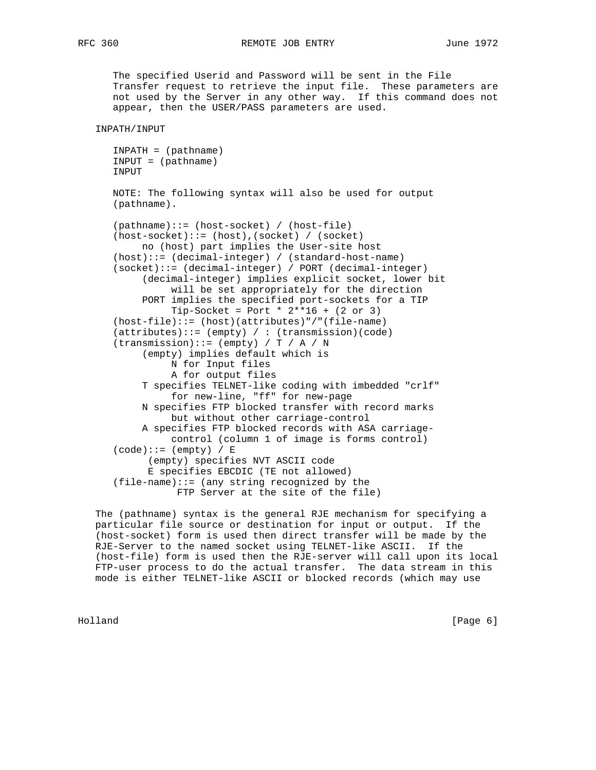The specified Userid and Password will be sent in the File Transfer request to retrieve the input file. These parameters are not used by the Server in any other way. If this command does not appear, then the USER/PASS parameters are used.

INPATH/INPUT

```
INPATH = (pathname)
INPUT = (pathname)
INPUT
```

NOTE: The following syntax will also be used for output (pathname).

```
(pathname)::= (host-socket) / (host-file)
(host-socket)::= (host),(socket) / (socket)
     no (host) part implies the User-site host
(host)::= (decimal-integer) / (standard-host-name)
(socket)::= (decimal-integer) / PORT (decimal-integer)
     (decimal-integer) implies explicit socket, lower bit
          will be set appropriately for the direction
     PORT implies the specified port-sockets for a TIP
          Tip-Socket = Port * 2**16 + (2 or 3)
(host-file)::= (host)(attributes)"/"(file-name)
(attributes)::= (empty) / : (transmission)(code)
(transmission)::= (empty) / T / A / N
     (empty) implies default which is
          N for Input files
          A for output files
     T specifies TELNET-like coding with imbedded "crlf"
          for new-line, "ff" for new-page
     N specifies FTP blocked transfer with record marks
          but without other carriage-control
     A specifies FTP blocked records with ASA carriage-
          control (column 1 of image is forms control)
(code)::= (empty) / E
      (empty) specifies NVT ASCII code
      E specifies EBCDIC (TE not allowed)
(file-name)::= (any string recognized by the
           FTP Server at the site of the file)
```

The (pathname) syntax is the general RJE mechanism for specifying a particular file source or destination for input or output. If the (host-socket) form is used then direct transfer will be made by the RJE-Server to the named socket using TELNET-like ASCII. If the (host-file) form is used then the RJE-server will call upon its local FTP-user process to do the actual transfer. The data stream in this mode is either TELNET-like ASCII or blocked records (which may use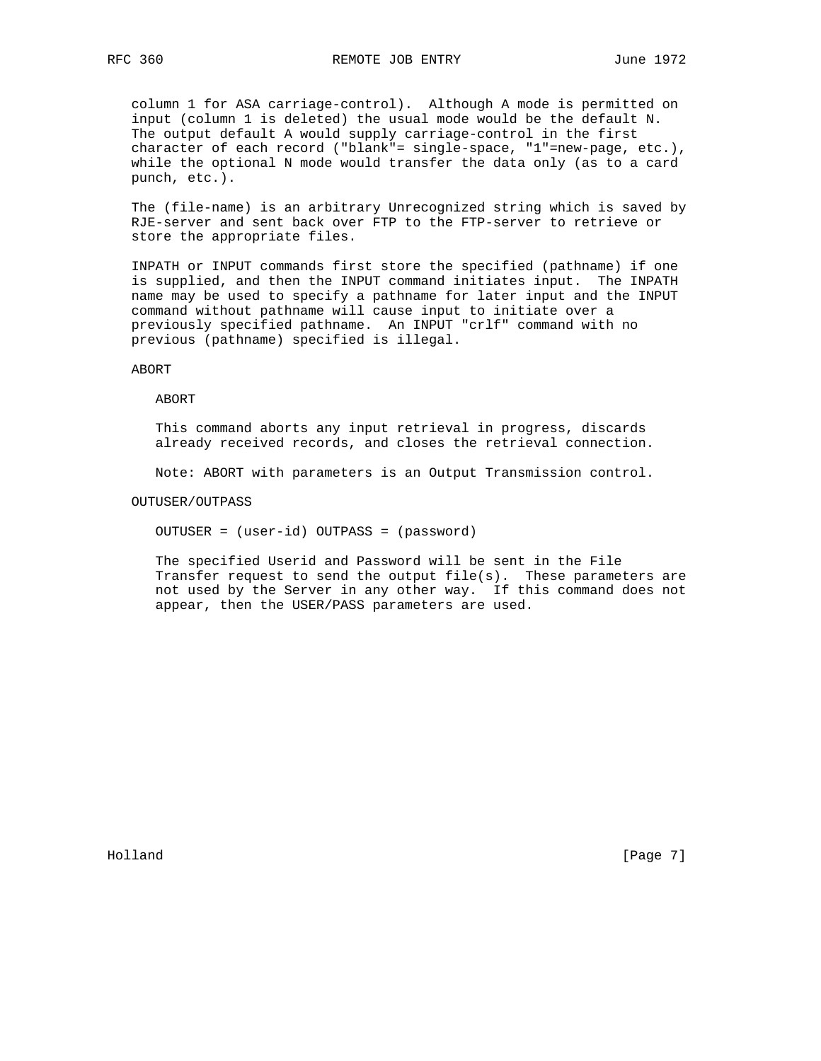column 1 for ASA carriage-control). Although A mode is permitted on input (column 1 is deleted) the usual mode would be the default N. The output default A would supply carriage-control in the first character of each record ("blank"= single-space, "1"=new-page, etc.), while the optional N mode would transfer the data only (as to a card punch, etc.).

The (file-name) is an arbitrary Unrecognized string which is saved by RJE-server and sent back over FTP to the FTP-server to retrieve or store the appropriate files.

INPATH or INPUT commands first store the specified (pathname) if one is supplied, and then the INPUT command initiates input. The INPATH name may be used to specify a pathname for later input and the INPUT command without pathname will cause input to initiate over a previously specified pathname. An INPUT "crlf" command with no previous (pathname) specified is illegal.

ABORT

ABORT

This command aborts any input retrieval in progress, discards already received records, and closes the retrieval connection.

Note: ABORT with parameters is an Output Transmission control.

OUTUSER/OUTPASS

OUTUSER = (user-id) OUTPASS = (password)

The specified Userid and Password will be sent in the File Transfer request to send the output file(s). These parameters are not used by the Server in any other way. If this command does not appear, then the USER/PASS parameters are used.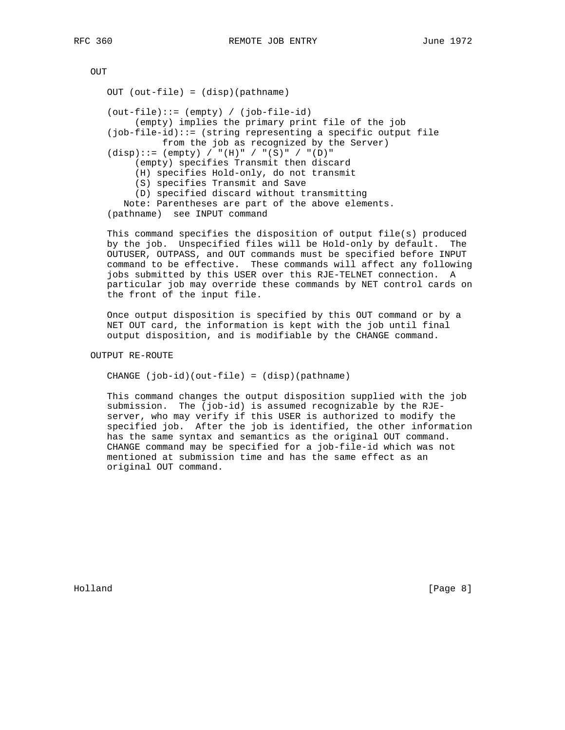## OUT

```
OUT (out-file) = (disp)(pathname)

(out-file)::= (empty) / (job-file-id)
     (empty) implies the primary print file of the job
(job-file-id)::= (string representing a specific output file
         from the job as recognized by the Server)
(disp)::= (empty) / "(H)" / "(S)" / "(D)"
     (empty) specifies Transmit then discard
     (H) specifies Hold-only, do not transmit
     (S) specifies Transmit and Save
     (D) specified discard without transmitting
   Note: Parentheses are part of the above elements.
(pathname)  see INPUT command
```

This command specifies the disposition of output file(s) produced by the job. Unspecified files will be Hold-only by default. The OUTUSER, OUTPASS, and OUT commands must be specified before INPUT command to be effective. These commands will affect any following jobs submitted by this USER over this RJE-TELNET connection. A particular job may override these commands by NET control cards on the front of the input file.

Once output disposition is specified by this OUT command or by a NET OUT card, the information is kept with the job until final output disposition, and is modifiable by the CHANGE command.

## OUTPUT RE-ROUTE

```
CHANGE (job-id)(out-file) = (disp)(pathname)
```

This command changes the output disposition supplied with the job submission. The (job-id) is assumed recognizable by the RJE-server, who may verify if this USER is authorized to modify the specified job. After the job is identified, the other information has the same syntax and semantics as the original OUT command. CHANGE command may be specified for a job-file-id which was not mentioned at submission time and has the same effect as an original OUT command.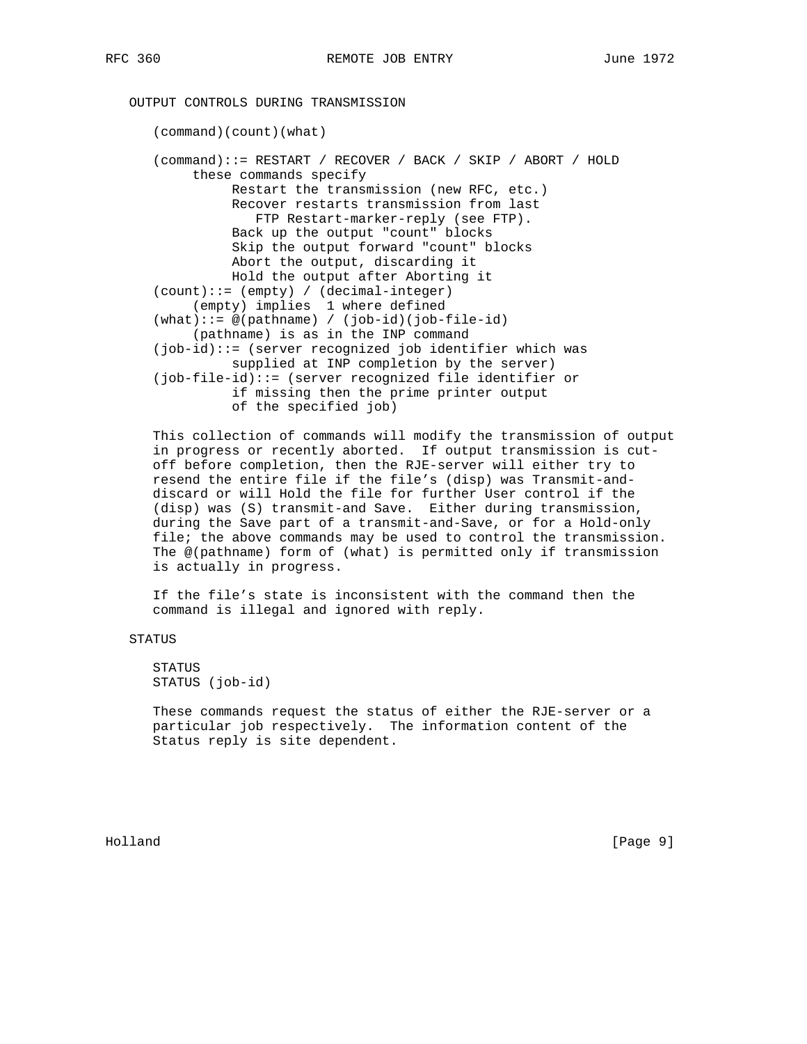## OUTPUT CONTROLS DURING TRANSMISSION

```
(command)(count)(what)

(command)::= RESTART / RECOVER / BACK / SKIP / ABORT / HOLD
     these commands specify
          Restart the transmission (new RFC, etc.)
          Recover restarts transmission from last
             FTP Restart-marker-reply (see FTP).
          Back up the output "count" blocks
          Skip the output forward "count" blocks
          Abort the output, discarding it
          Hold the output after Aborting it
(count)::= (empty) / (decimal-integer)
     (empty) implies  1 where defined
(what)::= @(pathname) / (job-id)(job-file-id)
     (pathname) is as in the INP command
(job-id)::= (server recognized job identifier which was
          supplied at INP completion by the server)
(job-file-id)::= (server recognized file identifier or
          if missing then the prime printer output
          of the specified job)
```

This collection of commands will modify the transmission of output in progress or recently aborted. If output transmission is cut-off before completion, then the RJE-server will either try to resend the entire file if the file's (disp) was Transmit-and-discard or will Hold the file for further User control if the (disp) was (S) transmit-and Save. Either during transmission, during the Save part of a transmit-and-Save, or for a Hold-only file; the above commands may be used to control the transmission. The @(pathname) form of (what) is permitted only if transmission is actually in progress.

If the file's state is inconsistent with the command then the command is illegal and ignored with reply.

## STATUS

```
STATUS
STATUS (job-id)
```

These commands request the status of either the RJE-server or a particular job respectively. The information content of the Status reply is site dependent.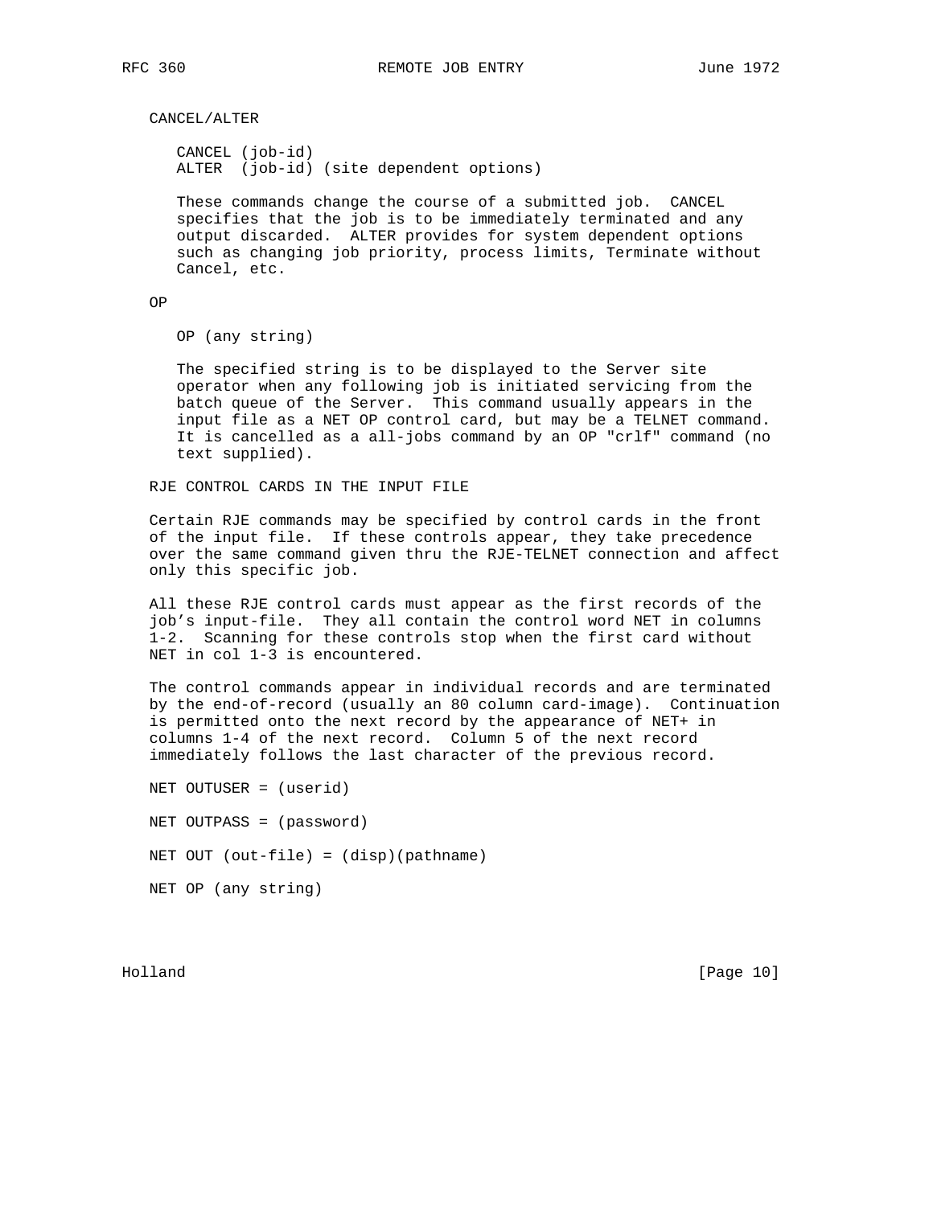### CANCEL/ALTER

```
CANCEL (job-id)
ALTER  (job-id) (site dependent options)
```

These commands change the course of a submitted job. CANCEL specifies that the job is to be immediately terminated and any output discarded. ALTER provides for system dependent options such as changing job priority, process limits, Terminate without Cancel, etc.

### OP

```
OP (any string)
```

The specified string is to be displayed to the Server site operator when any following job is initiated servicing from the batch queue of the Server. This command usually appears in the input file as a NET OP control card, but may be a TELNET command. It is cancelled as a all-jobs command by an OP "crlf" command (no text supplied).

## RJE CONTROL CARDS IN THE INPUT FILE

Certain RJE commands may be specified by control cards in the front of the input file. If these controls appear, they take precedence over the same command given thru the RJE-TELNET connection and affect only this specific job.

All these RJE control cards must appear as the first records of the job's input-file. They all contain the control word NET in columns 1-2. Scanning for these controls stop when the first card without NET in col 1-3 is encountered.

The control commands appear in individual records and are terminated by the end-of-record (usually an 80 column card-image). Continuation is permitted onto the next record by the appearance of NET+ in columns 1-4 of the next record. Column 5 of the next record immediately follows the last character of the previous record.

```
NET OUTUSER = (userid)

NET OUTPASS = (password)

NET OUT (out-file) = (disp)(pathname)

NET OP (any string)
```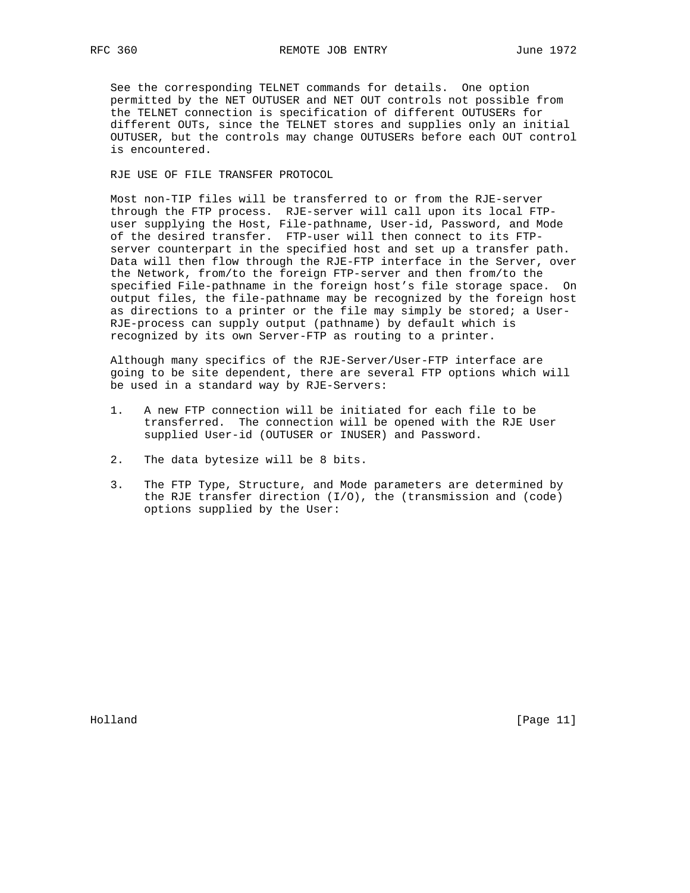See the corresponding TELNET commands for details. One option permitted by the NET OUTUSER and NET OUT controls not possible from the TELNET connection is specification of different OUTUSERs for different OUTs, since the TELNET stores and supplies only an initial OUTUSER, but the controls may change OUTUSERs before each OUT control is encountered.

## RJE USE OF FILE TRANSFER PROTOCOL

Most non-TIP files will be transferred to or from the RJE-server through the FTP process. RJE-server will call upon its local FTP-user supplying the Host, File-pathname, User-id, Password, and Mode of the desired transfer. FTP-user will then connect to its FTP-server counterpart in the specified host and set up a transfer path. Data will then flow through the RJE-FTP interface in the Server, over the Network, from/to the foreign FTP-server and then from/to the specified File-pathname in the foreign host's file storage space. On output files, the file-pathname may be recognized by the foreign host as directions to a printer or the file may simply be stored; a User-RJE-process can supply output (pathname) by default which is recognized by its own Server-FTP as routing to a printer.

Although many specifics of the RJE-Server/User-FTP interface are going to be site dependent, there are several FTP options which will be used in a standard way by RJE-Servers:

1. A new FTP connection will be initiated for each file to be transferred. The connection will be opened with the RJE User supplied User-id (OUTUSER or INUSER) and Password.

2. The data bytesize will be 8 bits.

3. The FTP Type, Structure, and Mode parameters are determined by the RJE transfer direction (I/O), the (transmission and (code) options supplied by the User: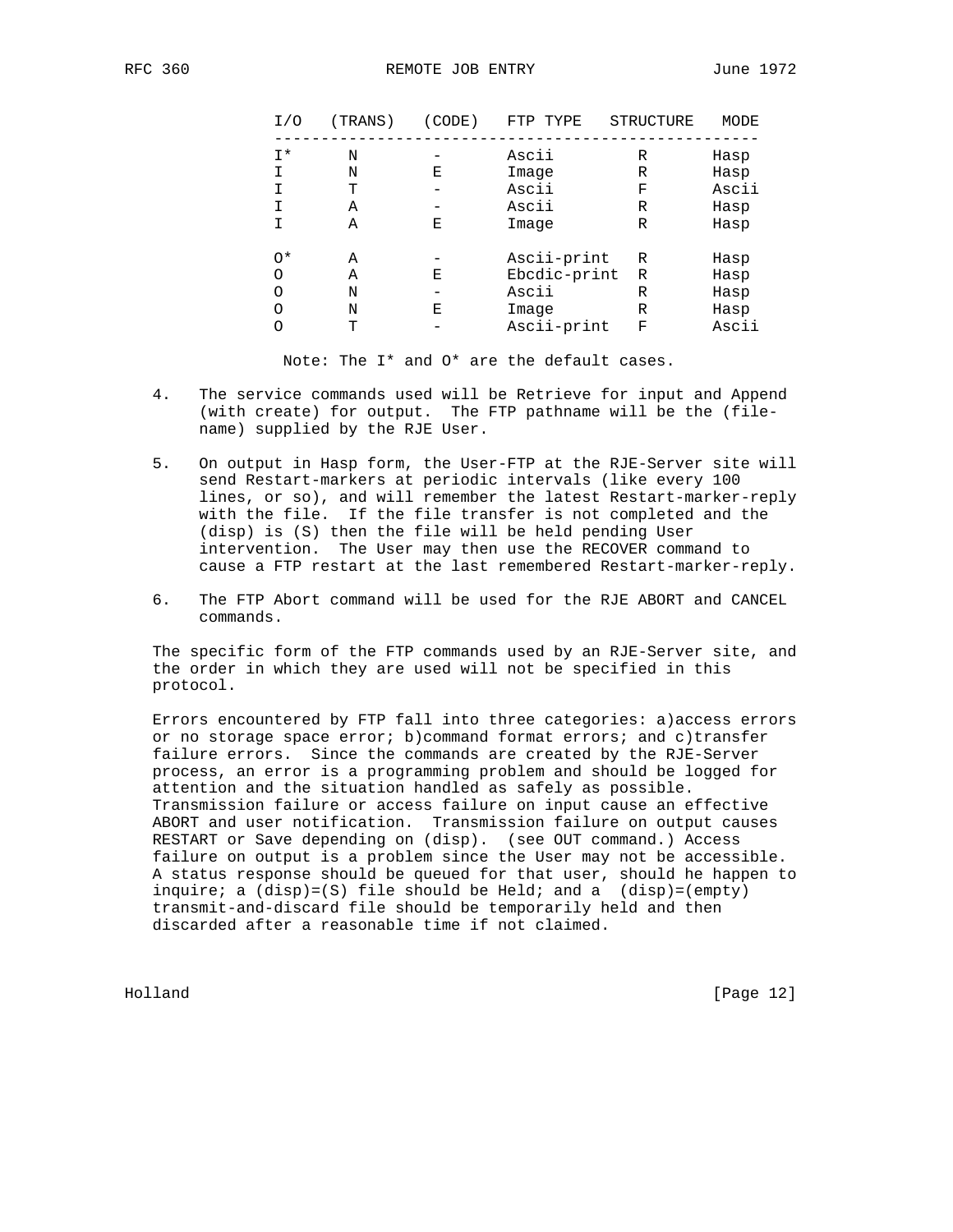| I/O | (TRANS) | (CODE) | FTP TYPE | STRUCTURE | MODE |
|---|---|---|---|---|---|
| I* | N | - | Ascii | R | Hasp |
| I | N | E | Image | R | Hasp |
| I | T | - | Ascii | F | Ascii |
| I | A | - | Ascii | R | Hasp |
| I | A | E | Image | R | Hasp |
| O* | A | - | Ascii-print | R | Hasp |
| O | A | E | Ebcdic-print | R | Hasp |
| O | N | - | Ascii | R | Hasp |
| O | N | E | Image | R | Hasp |
| O | T | - | Ascii-print | F | Ascii |

Note: The I* and O* are the default cases.

4. The service commands used will be Retrieve for input and Append (with create) for output. The FTP pathname will be the (file-name) supplied by the RJE User.

5. On output in Hasp form, the User-FTP at the RJE-Server site will send Restart-markers at periodic intervals (like every 100 lines, or so), and will remember the latest Restart-marker-reply with the file. If the file transfer is not completed and the (disp) is (S) then the file will be held pending User intervention. The User may then use the RECOVER command to cause a FTP restart at the last remembered Restart-marker-reply.

6. The FTP Abort command will be used for the RJE ABORT and CANCEL commands.

The specific form of the FTP commands used by an RJE-Server site, and the order in which they are used will not be specified in this protocol.

Errors encountered by FTP fall into three categories: a)access errors or no storage space error; b)command format errors; and c)transfer failure errors. Since the commands are created by the RJE-Server process, an error is a programming problem and should be logged for attention and the situation handled as safely as possible. Transmission failure or access failure on input cause an effective ABORT and user notification. Transmission failure on output causes RESTART or Save depending on (disp). (see OUT command.) Access failure on output is a problem since the User may not be accessible. A status response should be queued for that user, should he happen to inquire; a (disp)=(S) file should be Held; and a (disp)=(empty) transmit-and-discard file should be temporarily held and then discarded after a reasonable time if not claimed.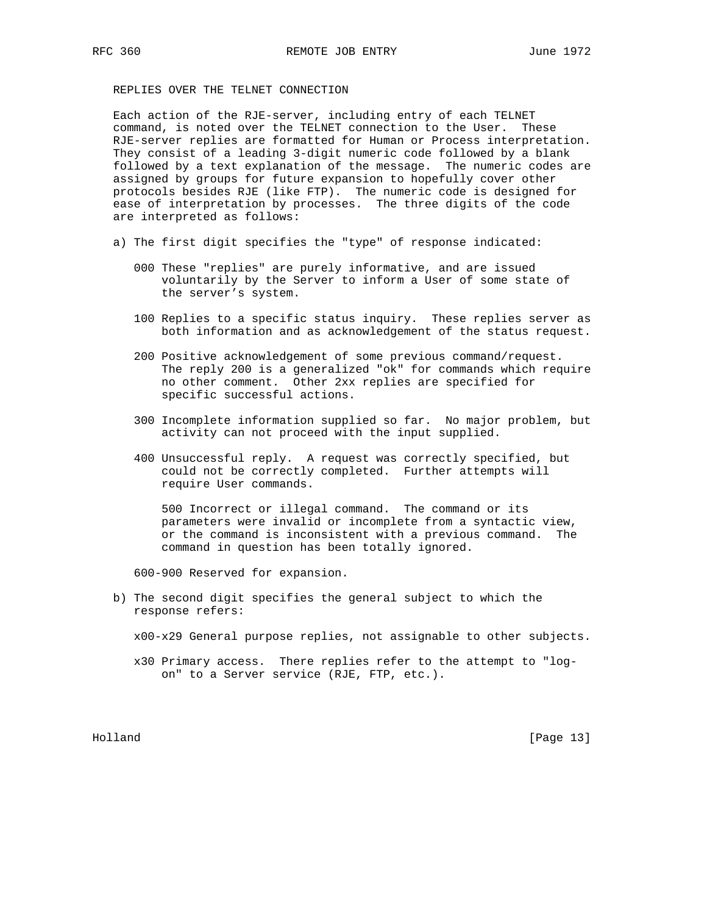## REPLIES OVER THE TELNET CONNECTION

Each action of the RJE-server, including entry of each TELNET command, is noted over the TELNET connection to the User. These RJE-server replies are formatted for Human or Process interpretation. They consist of a leading 3-digit numeric code followed by a blank followed by a text explanation of the message. The numeric codes are assigned by groups for future expansion to hopefully cover other protocols besides RJE (like FTP). The numeric code is designed for ease of interpretation by processes. The three digits of the code are interpreted as follows:

a) The first digit specifies the "type" of response indicated:

   000 These "replies" are purely informative, and are issued voluntarily by the Server to inform a User of some state of the server’s system.

   100 Replies to a specific status inquiry. These replies server as both information and as acknowledgement of the status request.

   200 Positive acknowledgement of some previous command/request. The reply 200 is a generalized "ok" for commands which require no other comment. Other 2xx replies are specified for specific successful actions.

   300 Incomplete information supplied so far. No major problem, but activity can not proceed with the input supplied.

   400 Unsuccessful reply. A request was correctly specified, but could not be correctly completed. Further attempts will require User commands.

   500 Incorrect or illegal command. The command or its parameters were invalid or incomplete from a syntactic view, or the command is inconsistent with a previous command. The command in question has been totally ignored.

   600-900 Reserved for expansion.

b) The second digit specifies the general subject to which the response refers:

   x00-x29 General purpose replies, not assignable to other subjects.

   x30 Primary access. There replies refer to the attempt to "log-on" to a Server service (RJE, FTP, etc.).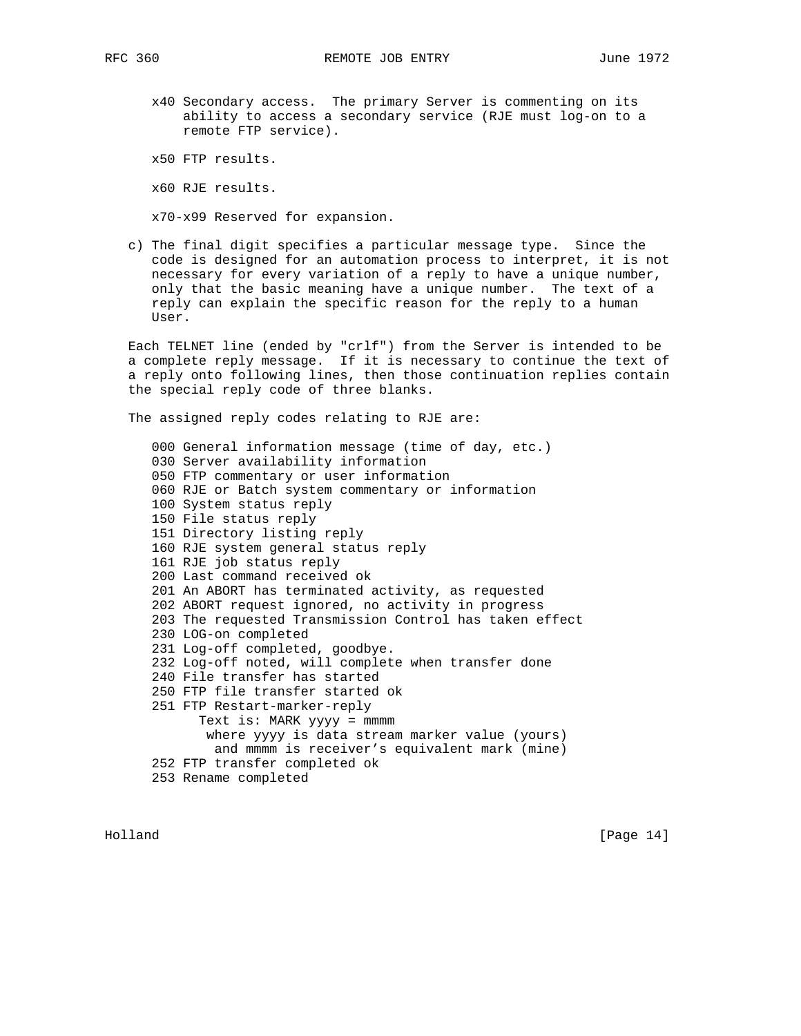x40 Secondary access. The primary Server is commenting on its ability to access a secondary service (RJE must log-on to a remote FTP service).

x50 FTP results.

x60 RJE results.

x70-x99 Reserved for expansion.

c) The final digit specifies a particular message type. Since the code is designed for an automation process to interpret, it is not necessary for every variation of a reply to have a unique number, only that the basic meaning have a unique number. The text of a reply can explain the specific reason for the reply to a human User.

Each TELNET line (ended by "crlf") from the Server is intended to be a complete reply message. If it is necessary to continue the text of a reply onto following lines, then those continuation replies contain the special reply code of three blanks.

The assigned reply codes relating to RJE are:

```
000 General information message (time of day, etc.)
030 Server availability information
050 FTP commentary or user information
060 RJE or Batch system commentary or information
100 System status reply
150 File status reply
151 Directory listing reply
160 RJE system general status reply
161 RJE job status reply
200 Last command received ok
201 An ABORT has terminated activity, as requested
202 ABORT request ignored, no activity in progress
203 The requested Transmission Control has taken effect
230 LOG-on completed
231 Log-off completed, goodbye.
232 Log-off noted, will complete when transfer done
240 File transfer has started
250 FTP file transfer started ok
251 FTP Restart-marker-reply
      Text is: MARK yyyy = mmmm
       where yyyy is data stream marker value (yours)
        and mmmm is receiver's equivalent mark (mine)
252 FTP transfer completed ok
253 Rename completed
```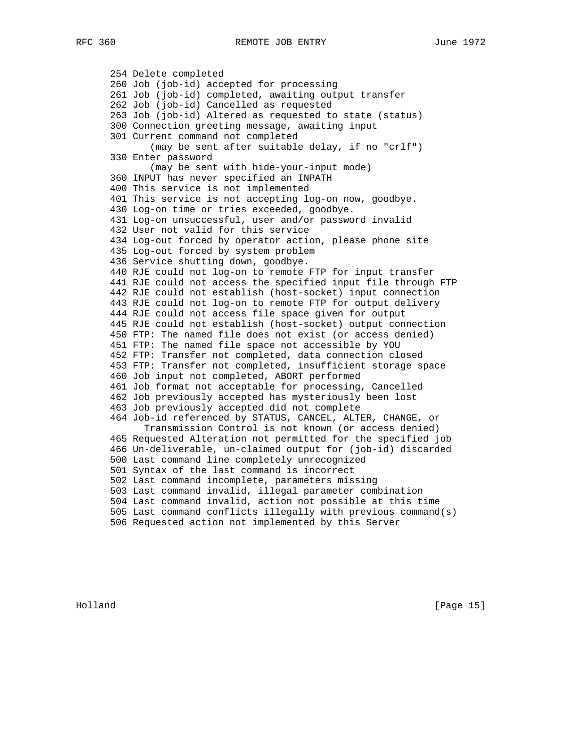```
254 Delete completed
260 Job (job-id) accepted for processing
261 Job (job-id) completed, awaiting output transfer
262 Job (job-id) Cancelled as requested
263 Job (job-id) Altered as requested to state (status)
300 Connection greeting message, awaiting input
301 Current command not completed
      (may be sent after suitable delay, if no "crlf")
330 Enter password
      (may be sent with hide-your-input mode)
360 INPUT has never specified an INPATH
400 This service is not implemented
401 This service is not accepting log-on now, goodbye.
430 Log-on time or tries exceeded, goodbye.
431 Log-on unsuccessful, user and/or password invalid
432 User not valid for this service
434 Log-out forced by operator action, please phone site
435 Log-out forced by system problem
436 Service shutting down, goodbye.
440 RJE could not log-on to remote FTP for input transfer
441 RJE could not access the specified input file through FTP
442 RJE could not establish (host-socket) input connection
443 RJE could not log-on to remote FTP for output delivery
444 RJE could not access file space given for output
445 RJE could not establish (host-socket) output connection
450 FTP: The named file does not exist (or access denied)
451 FTP: The named file space not accessible by YOU
452 FTP: Transfer not completed, data connection closed
453 FTP: Transfer not completed, insufficient storage space
460 Job input not completed, ABORT performed
461 Job format not acceptable for processing, Cancelled
462 Job previously accepted has mysteriously been lost
463 Job previously accepted did not complete
464 Job-id referenced by STATUS, CANCEL, ALTER, CHANGE, or
     Transmission Control is not known (or access denied)
465 Requested Alteration not permitted for the specified job
466 Un-deliverable, un-claimed output for (job-id) discarded
500 Last command line completely unrecognized
501 Syntax of the last command is incorrect
502 Last command incomplete, parameters missing
503 Last command invalid, illegal parameter combination
504 Last command invalid, action not possible at this time
505 Last command conflicts illegally with previous command(s)
506 Requested action not implemented by this Server
```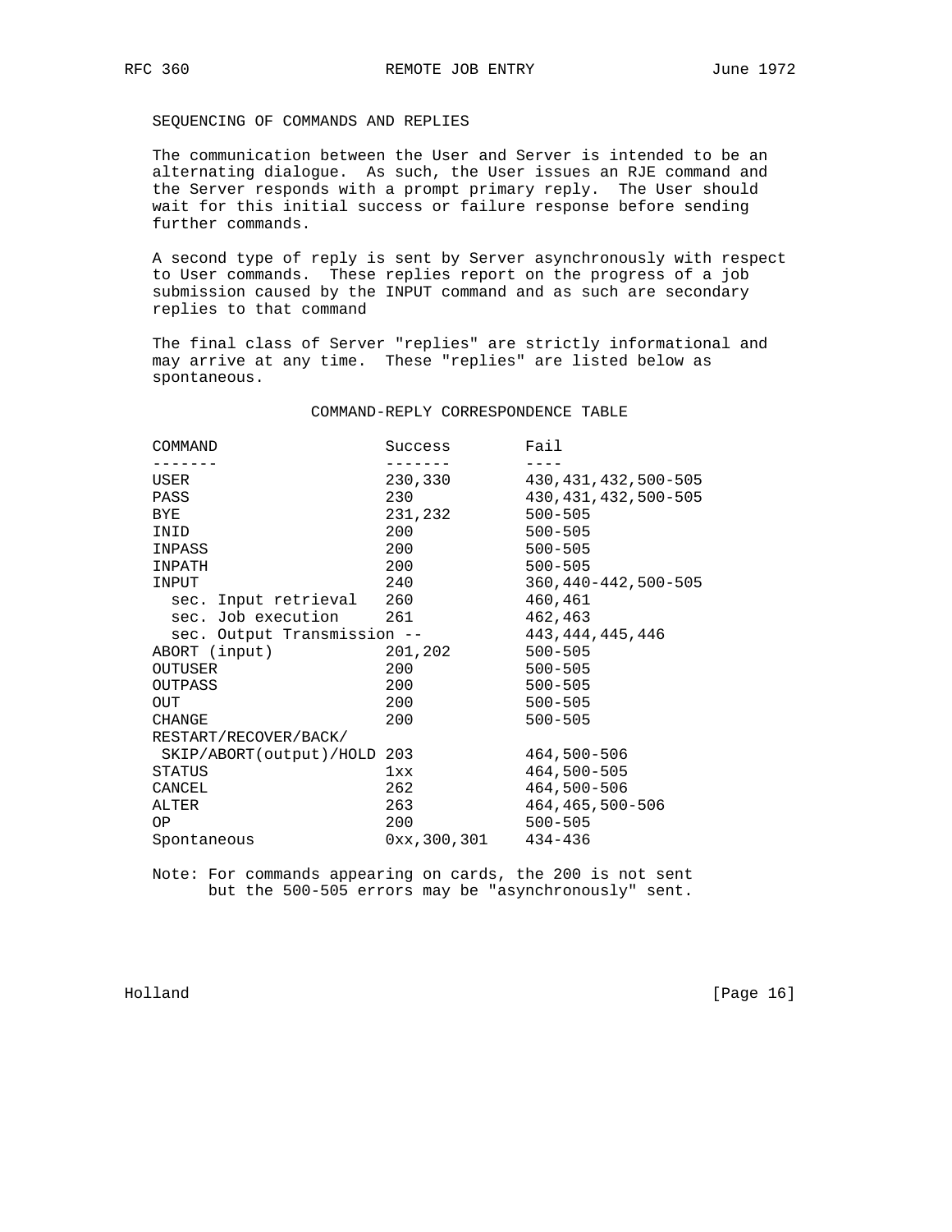## SEQUENCING OF COMMANDS AND REPLIES

The communication between the User and Server is intended to be an alternating dialogue. As such, the User issues an RJE command and the Server responds with a prompt primary reply. The User should wait for this initial success or failure response before sending further commands.

A second type of reply is sent by Server asynchronously with respect to User commands. These replies report on the progress of a job submission caused by the INPUT command and as such are secondary replies to that command

The final class of Server "replies" are strictly informational and may arrive at any time. These "replies" are listed below as spontaneous.

### COMMAND-REPLY CORRESPONDENCE TABLE

| COMMAND | Success | Fail |
|---|---|---|
| USER | 230,330 | 430,431,432,500-505 |
| PASS | 230 | 430,431,432,500-505 |
| BYE | 231,232 | 500-505 |
| INID | 200 | 500-505 |
| INPASS | 200 | 500-505 |
| INPATH | 200 | 500-505 |
| INPUT | 240 | 360,440-442,500-505 |
| sec. Input retrieval | 260 | 460,461 |
| sec. Job execution | 261 | 462,463 |
| sec. Output Transmission | -- | 443,444,445,446 |
| ABORT (input) | 201,202 | 500-505 |
| OUTUSER | 200 | 500-505 |
| OUTPASS | 200 | 500-505 |
| OUT | 200 | 500-505 |
| CHANGE | 200 | 500-505 |
| RESTART/RECOVER/BACK/ SKIP/ABORT(output)/HOLD | 203 | 464,500-506 |
| STATUS | 1xx | 464,500-505 |
| CANCEL | 262 | 464,500-506 |
| ALTER | 263 | 464,465,500-506 |
| OP | 200 | 500-505 |
| Spontaneous | 0xx,300,301 | 434-436 |

Note: For commands appearing on cards, the 200 is not sent but the 500-505 errors may be "asynchronously" sent.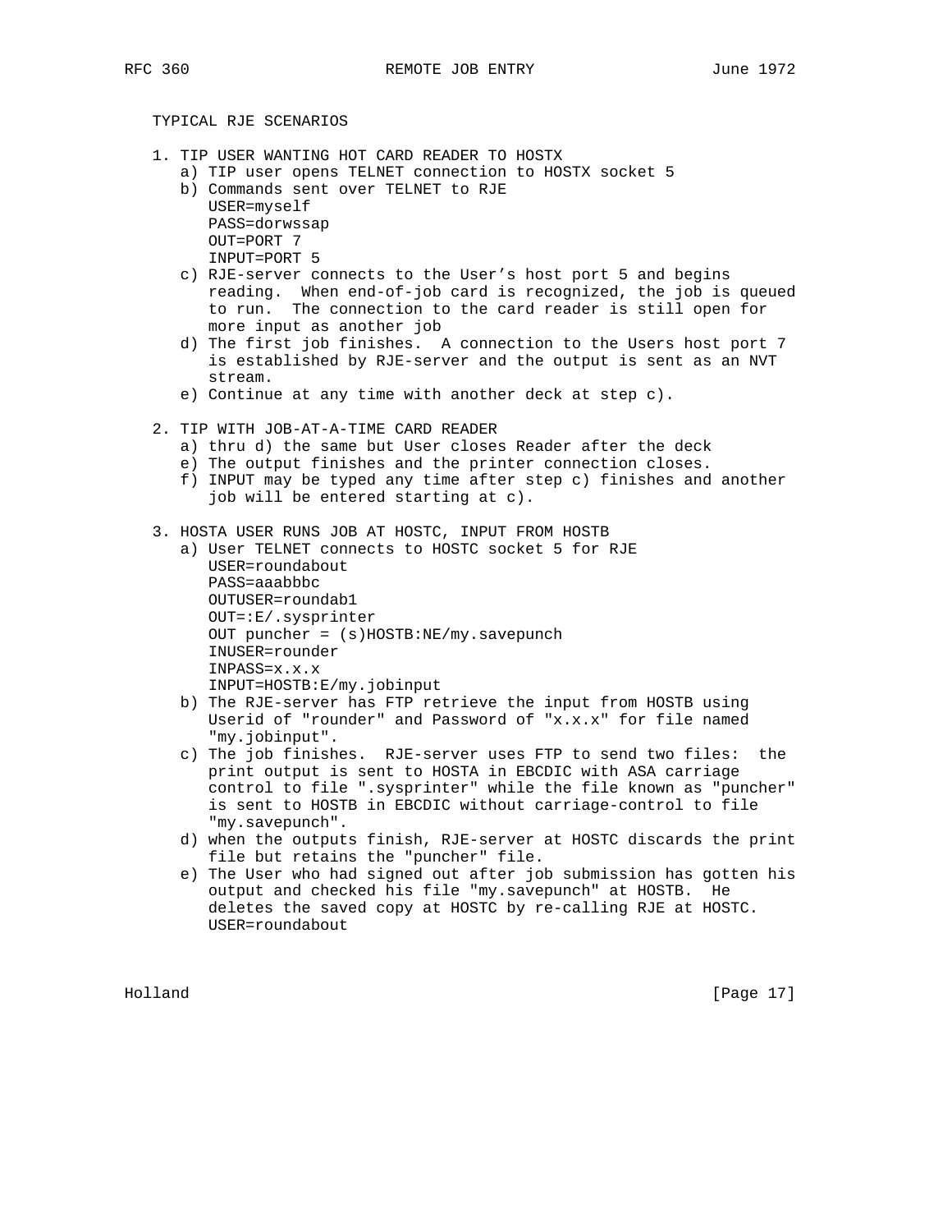TYPICAL RJE SCENARIOS

1. TIP USER WANTING HOT CARD READER TO HOSTX
   a) TIP user opens TELNET connection to HOSTX socket 5
   b) Commands sent over TELNET to RJE
      USER=myself
      PASS=dorwssap
      OUT=PORT 7
      INPUT=PORT 5
   c) RJE-server connects to the User's host port 5 and begins reading. When end-of-job card is recognized, the job is queued to run. The connection to the card reader is still open for more input as another job
   d) The first job finishes. A connection to the Users host port 7 is established by RJE-server and the output is sent as an NVT stream.
   e) Continue at any time with another deck at step c).

2. TIP WITH JOB-AT-A-TIME CARD READER
   a) thru d) the same but User closes Reader after the deck
   e) The output finishes and the printer connection closes.
   f) INPUT may be typed any time after step c) finishes and another job will be entered starting at c).

3. HOSTA USER RUNS JOB AT HOSTC, INPUT FROM HOSTB
   a) User TELNET connects to HOSTC socket 5 for RJE
      USER=roundabout
      PASS=aaabbbc
      OUTUSER=roundab1
      OUT=:E/.sysprinter
      OUT puncher = (s)HOSTB:NE/my.savepunch
      INUSER=rounder
      INPASS=x.x.x
      INPUT=HOSTB:E/my.jobinput
   b) The RJE-server has FTP retrieve the input from HOSTB using Userid of "rounder" and Password of "x.x.x" for file named "my.jobinput".
   c) The job finishes. RJE-server uses FTP to send two files: the print output is sent to HOSTA in EBCDIC with ASA carriage control to file ".sysprinter" while the file known as "puncher" is sent to HOSTB in EBCDIC without carriage-control to file "my.savepunch".
   d) when the outputs finish, RJE-server at HOSTC discards the print file but retains the "puncher" file.
   e) The User who had signed out after job submission has gotten his output and checked his file "my.savepunch" at HOSTB. He deletes the saved copy at HOSTC by re-calling RJE at HOSTC.
      USER=roundabout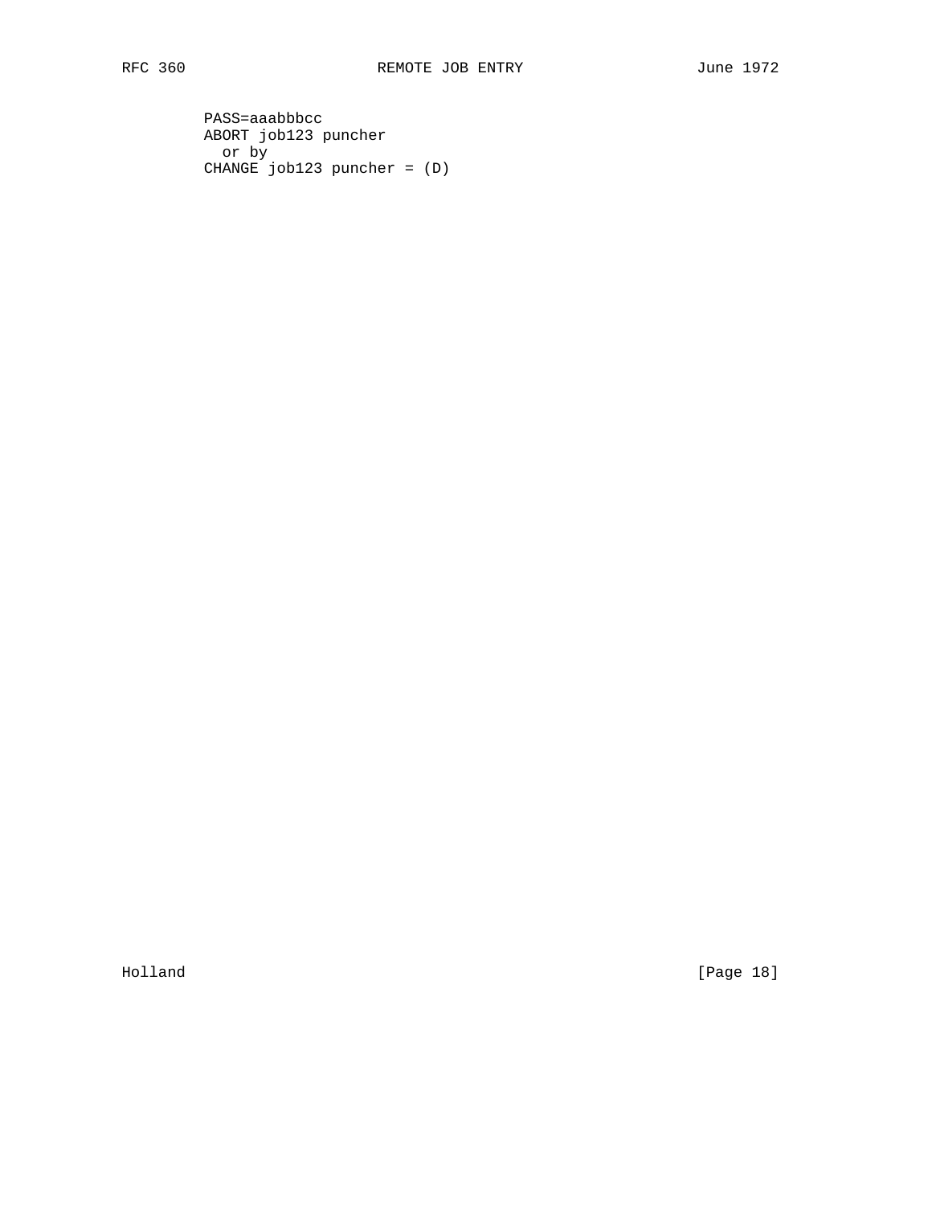```
PASS=aaabbbcc
ABORT job123 puncher
  or by
CHANGE job123 puncher = (D)
```